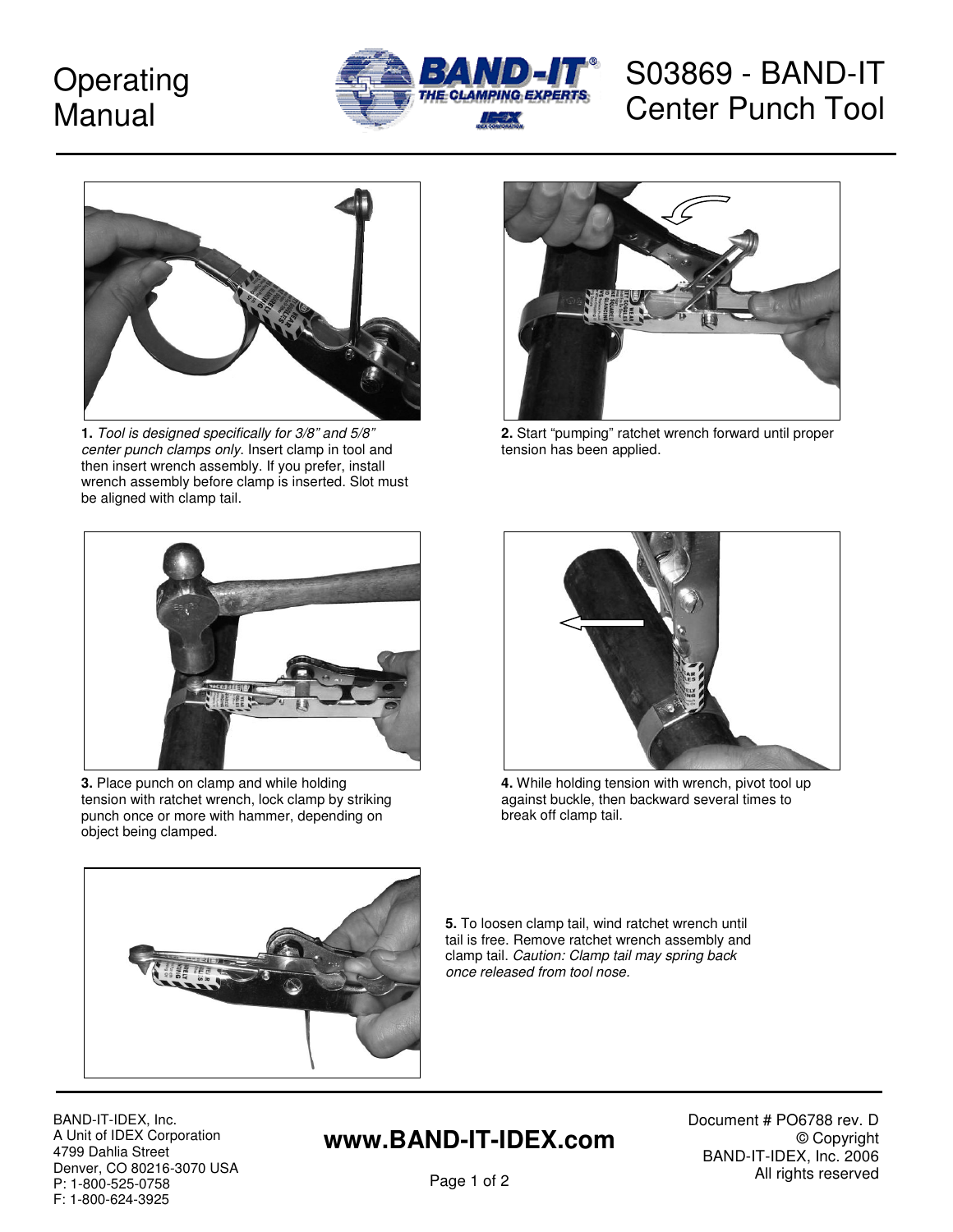# Operating Manual

# S03869 - BAND-IT Center Punch Tool

**1.** *Tool is designed specifically for 3/8" and 5/8" center punch clamps only.* Insert clamp in tool and then insert wrench assembly. If you prefer, install wrench assembly before clamp is inserted. Slot must be aligned with clamp tail.

**2.** Start "pumping" ratchet wrench forward until proper tension has been applied.

**3.** Place punch on clamp and while holding tension with ratchet wrench, lock clamp by striking punch once or more with hammer, depending on object being clamped.

**4.** While holding tension with wrench, pivot tool up against buckle, then backward several times to break off clamp tail.

**5.** To loosen clamp tail, wind ratchet wrench until tail is free. Remove ratchet wrench assembly and clamp tail. *Caution: Clamp tail may spring back once released from tool nose.*

BAND-IT-IDEX, Inc.
A Unit of IDEX Corporation
4799 Dahlia Street
Denver, CO 80216-3070 USA
P: 1-800-525-0758
F: 1-800-624-3925

**www.BAND-IT-IDEX.com**

Document # PO6788 rev. D
© Copyright
BAND-IT-IDEX, Inc. 2006
All rights reserved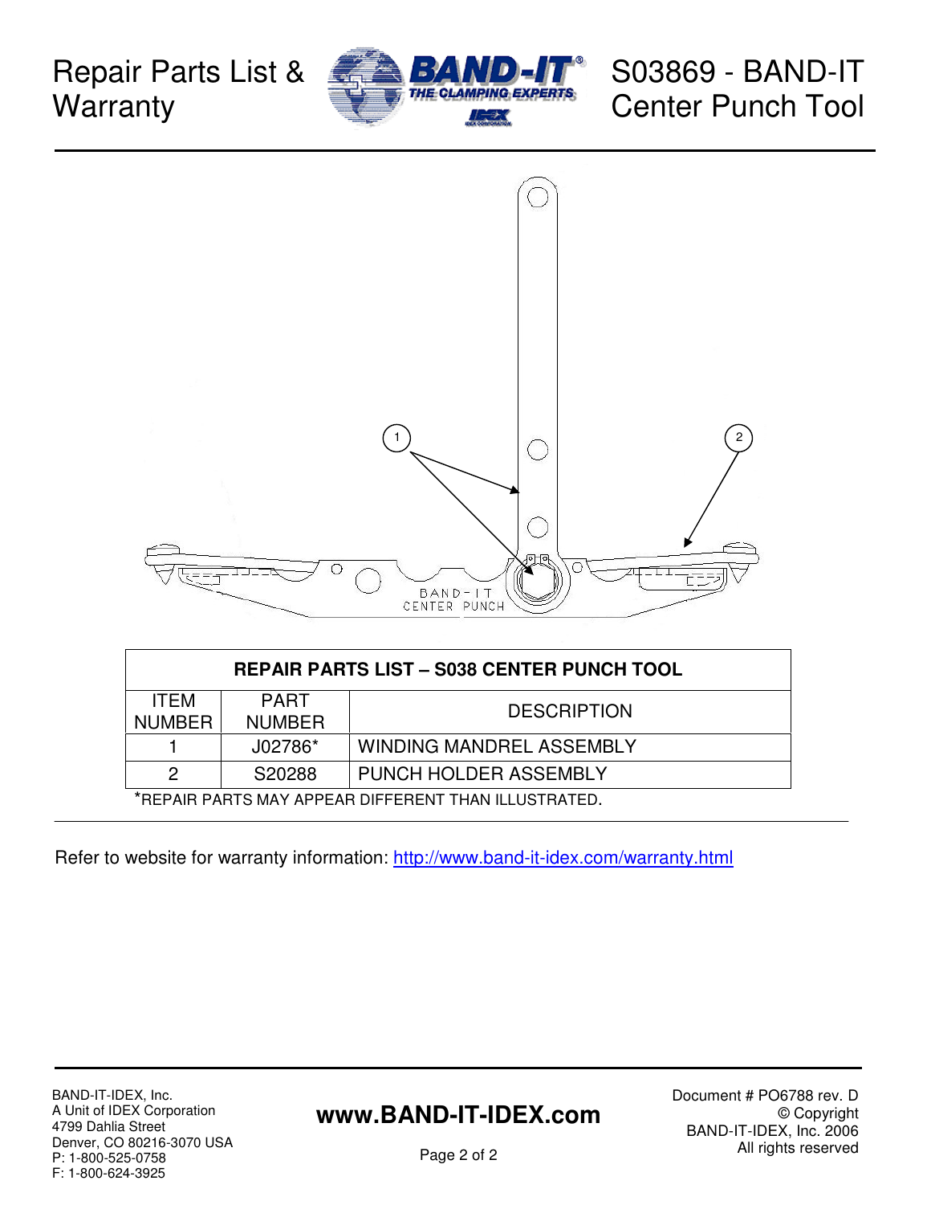# Repair Parts List & Warranty

# S03869 - BAND-IT Center Punch Tool

1

2

BAND-IT
CENTER PUNCH

| REPAIR PARTS LIST – S038 CENTER PUNCH TOOL | | |
|---|---|---|
| ITEM NUMBER | PART NUMBER | DESCRIPTION |
| 1 | J02786* | WINDING MANDREL ASSEMBLY |
| 2 | S20288 | PUNCH HOLDER ASSEMBLY |

*REPAIR PARTS MAY APPEAR DIFFERENT THAN ILLUSTRATED.

Refer to website for warranty information: http://www.band-it-idex.com/warranty.html

BAND-IT-IDEX, Inc.
A Unit of IDEX Corporation
4799 Dahlia Street
Denver, CO 80216-3070 USA
P: 1-800-525-0758
F: 1-800-624-3925

**www.BAND-IT-IDEX.com**

Document # PO6788 rev. D
© Copyright
BAND-IT-IDEX, Inc. 2006
All rights reserved